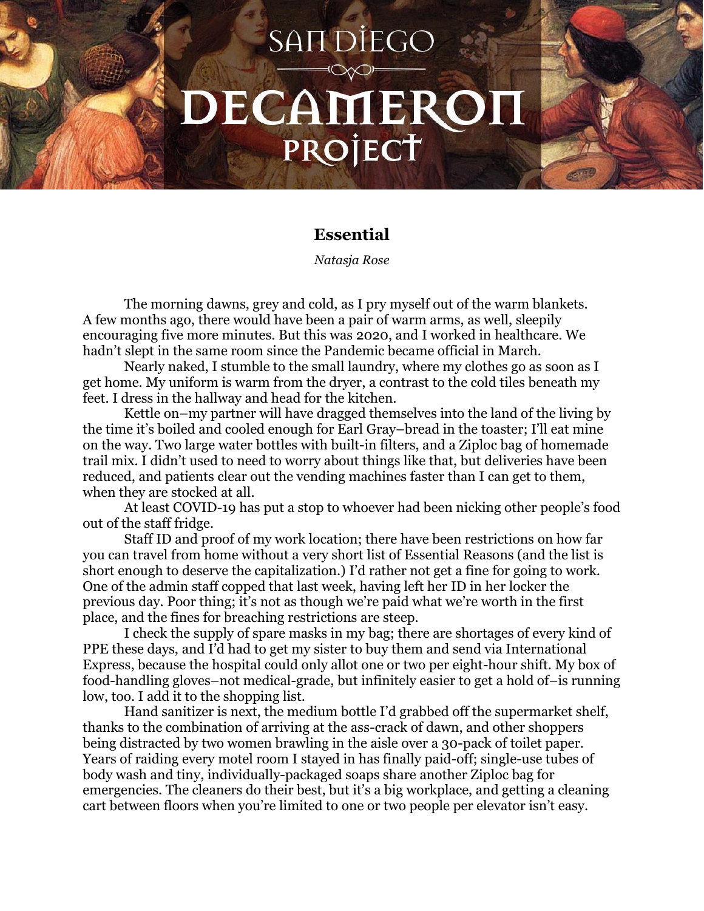# SAN DIEGO DECAMERON PROJECT

## Essential

*Natasja Rose*

The morning dawns, grey and cold, as I pry myself out of the warm blankets. A few months ago, there would have been a pair of warm arms, as well, sleepily encouraging five more minutes. But this was 2020, and I worked in healthcare. We hadn't slept in the same room since the Pandemic became official in March.

Nearly naked, I stumble to the small laundry, where my clothes go as soon as I get home. My uniform is warm from the dryer, a contrast to the cold tiles beneath my feet. I dress in the hallway and head for the kitchen.

Kettle on–my partner will have dragged themselves into the land of the living by the time it's boiled and cooled enough for Earl Gray–bread in the toaster; I'll eat mine on the way. Two large water bottles with built-in filters, and a Ziploc bag of homemade trail mix. I didn't used to need to worry about things like that, but deliveries have been reduced, and patients clear out the vending machines faster than I can get to them, when they are stocked at all.

At least COVID-19 has put a stop to whoever had been nicking other people's food out of the staff fridge.

Staff ID and proof of my work location; there have been restrictions on how far you can travel from home without a very short list of Essential Reasons (and the list is short enough to deserve the capitalization.) I'd rather not get a fine for going to work. One of the admin staff copped that last week, having left her ID in her locker the previous day. Poor thing; it's not as though we're paid what we're worth in the first place, and the fines for breaching restrictions are steep.

I check the supply of spare masks in my bag; there are shortages of every kind of PPE these days, and I'd had to get my sister to buy them and send via International Express, because the hospital could only allot one or two per eight-hour shift. My box of food-handling gloves–not medical-grade, but infinitely easier to get a hold of–is running low, too. I add it to the shopping list.

Hand sanitizer is next, the medium bottle I'd grabbed off the supermarket shelf, thanks to the combination of arriving at the ass-crack of dawn, and other shoppers being distracted by two women brawling in the aisle over a 30-pack of toilet paper. Years of raiding every motel room I stayed in has finally paid-off; single-use tubes of body wash and tiny, individually-packaged soaps share another Ziploc bag for emergencies. The cleaners do their best, but it's a big workplace, and getting a cleaning cart between floors when you're limited to one or two people per elevator isn't easy.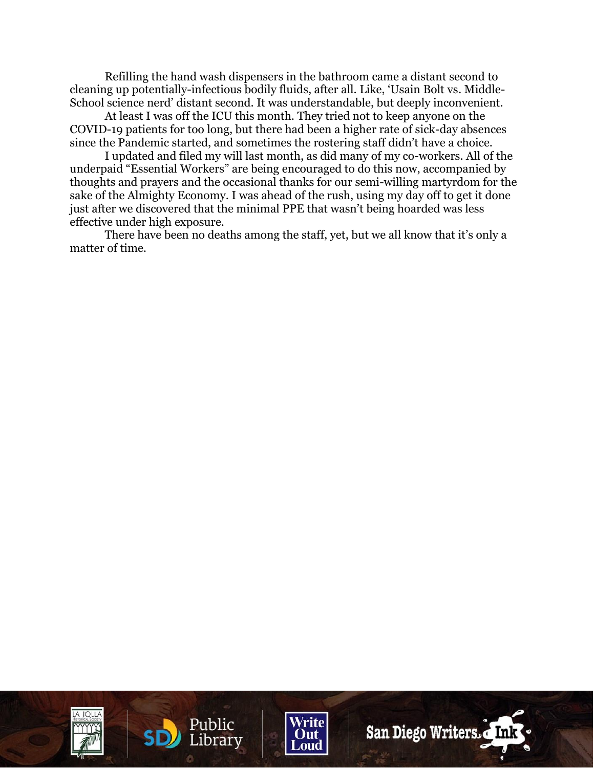Refilling the hand wash dispensers in the bathroom came a distant second to cleaning up potentially-infectious bodily fluids, after all. Like, 'Usain Bolt vs. Middle-School science nerd' distant second. It was understandable, but deeply inconvenient.

At least I was off the ICU this month. They tried not to keep anyone on the COVID-19 patients for too long, but there had been a higher rate of sick-day absences since the Pandemic started, and sometimes the rostering staff didn't have a choice.

I updated and filed my will last month, as did many of my co-workers. All of the underpaid "Essential Workers" are being encouraged to do this now, accompanied by thoughts and prayers and the occasional thanks for our semi-willing martyrdom for the sake of the Almighty Economy. I was ahead of the rush, using my day off to get it done just after we discovered that the minimal PPE that wasn't being hoarded was less effective under high exposure.

There have been no deaths among the staff, yet, but we all know that it's only a matter of time.